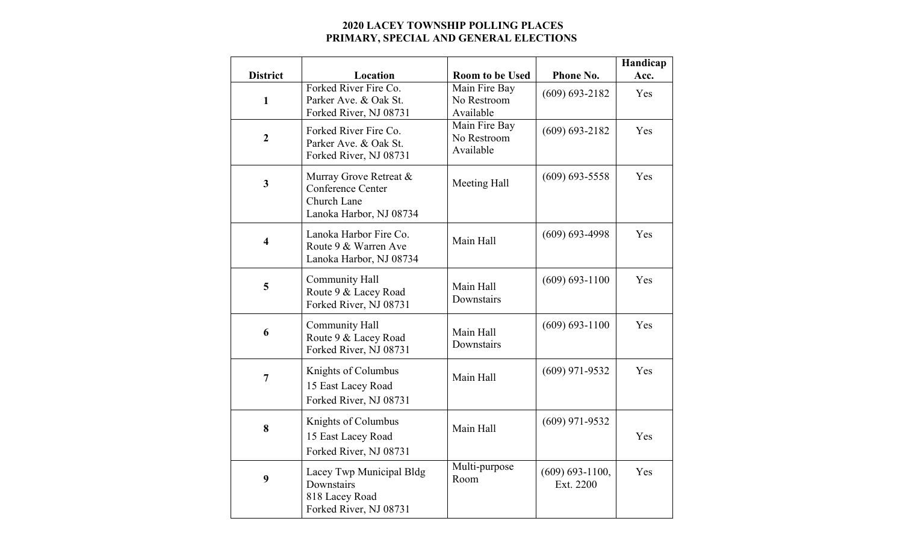**2020 LACEY TOWNSHIP POLLING PLACES**
**PRIMARY, SPECIAL AND GENERAL ELECTIONS**

| District | Location | Room to be Used | Phone No. | Handicap Acc. |
|---|---|---|---|---|
| **1** | Forked River Fire Co.<br>Parker Ave. & Oak St.<br>Forked River, NJ 08731 | Main Fire Bay<br>No Restroom Available | (609) 693-2182 | Yes |
| **2** | Forked River Fire Co.<br>Parker Ave. & Oak St.<br>Forked River, NJ 08731 | Main Fire Bay<br>No Restroom Available | (609) 693-2182 | Yes |
| **3** | Murray Grove Retreat & Conference Center<br>Church Lane<br>Lanoka Harbor, NJ 08734 | Meeting Hall | (609) 693-5558 | Yes |
| **4** | Lanoka Harbor Fire Co.<br>Route 9 & Warren Ave<br>Lanoka Harbor, NJ 08734 | Main Hall | (609) 693-4998 | Yes |
| **5** | Community Hall<br>Route 9 & Lacey Road<br>Forked River, NJ 08731 | Main Hall<br>Downstairs | (609) 693-1100 | Yes |
| **6** | Community Hall<br>Route 9 & Lacey Road<br>Forked River, NJ 08731 | Main Hall<br>Downstairs | (609) 693-1100 | Yes |
| **7** | Knights of Columbus<br>15 East Lacey Road<br>Forked River, NJ 08731 | Main Hall | (609) 971-9532 | Yes |
| **8** | Knights of Columbus<br>15 East Lacey Road<br>Forked River, NJ 08731 | Main Hall | (609) 971-9532 | Yes |
| **9** | Lacey Twp Municipal Bldg<br>Downstairs<br>818 Lacey Road<br>Forked River, NJ 08731 | Multi-purpose Room | (609) 693-1100, Ext. 2200 | Yes |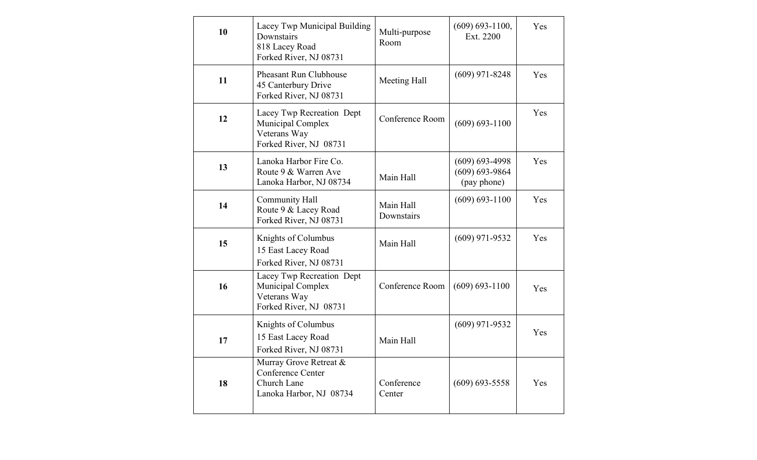| | | | | |
|---|---|---|---|---|
| **10** | Lacey Twp Municipal Building Downstairs<br>818 Lacey Road<br>Forked River, NJ 08731 | Multi-purpose Room | (609) 693-1100, Ext. 2200 | Yes |
| **11** | Pheasant Run Clubhouse<br>45 Canterbury Drive<br>Forked River, NJ 08731 | Meeting Hall | (609) 971-8248 | Yes |
| **12** | Lacey Twp Recreation Dept<br>Municipal Complex<br>Veterans Way<br>Forked River, NJ 08731 | Conference Room | (609) 693-1100 | Yes |
| **13** | Lanoka Harbor Fire Co.<br>Route 9 & Warren Ave<br>Lanoka Harbor, NJ 08734 | Main Hall | (609) 693-4998<br>(609) 693-9864<br>(pay phone) | Yes |
| **14** | Community Hall<br>Route 9 & Lacey Road<br>Forked River, NJ 08731 | Main Hall Downstairs | (609) 693-1100 | Yes |
| **15** | Knights of Columbus<br>15 East Lacey Road<br>Forked River, NJ 08731 | Main Hall | (609) 971-9532 | Yes |
| **16** | Lacey Twp Recreation Dept<br>Municipal Complex<br>Veterans Way<br>Forked River, NJ 08731 | Conference Room | (609) 693-1100 | Yes |
| **17** | Knights of Columbus<br>15 East Lacey Road<br>Forked River, NJ 08731 | Main Hall | (609) 971-9532 | Yes |
| **18** | Murray Grove Retreat & Conference Center<br>Church Lane<br>Lanoka Harbor, NJ 08734 | Conference Center | (609) 693-5558 | Yes |